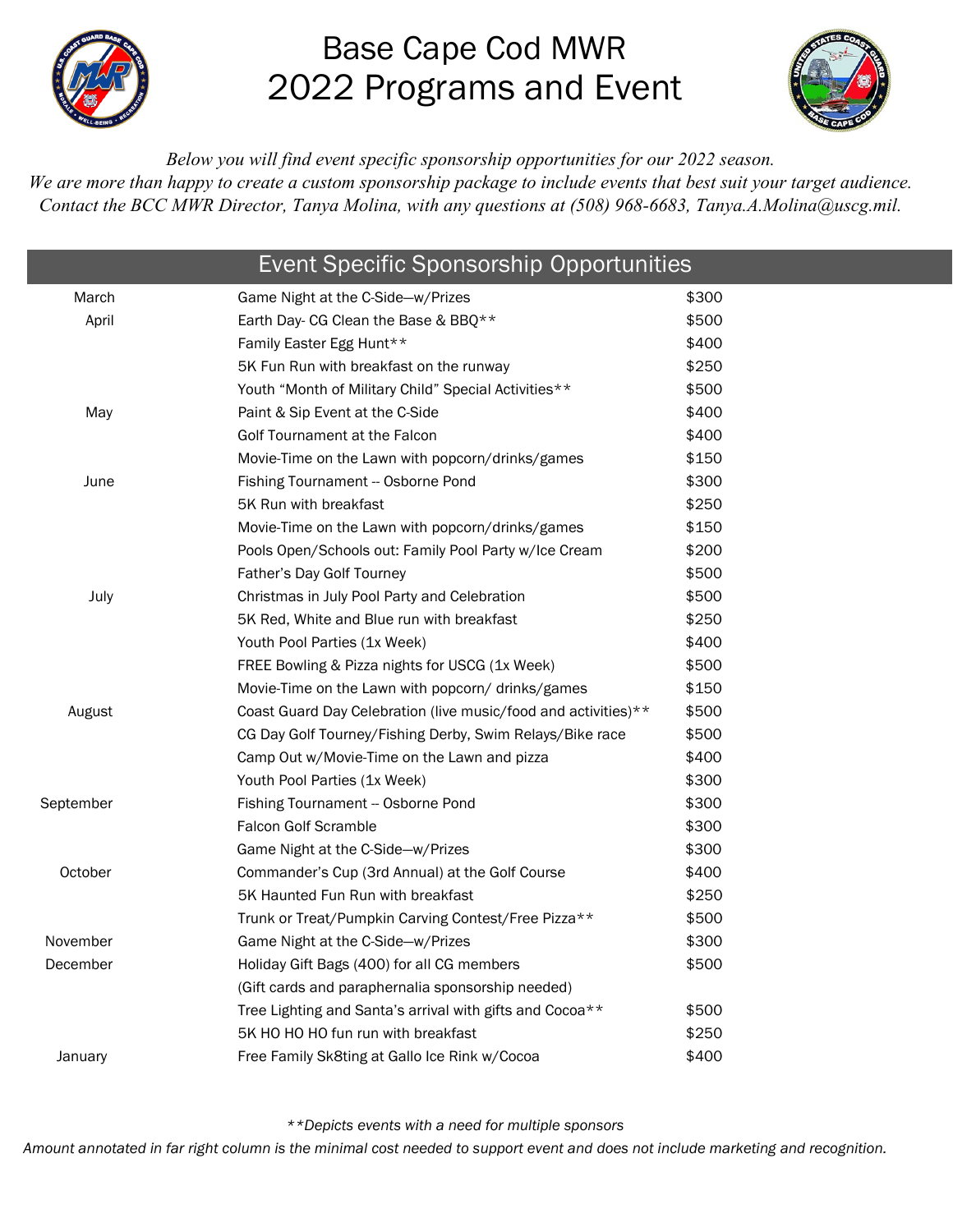# Base Cape Cod MWR
# 2022 Programs and Event

*Below you will find event specific sponsorship opportunities for our 2022 season.*
*We are more than happy to create a custom sponsorship package to include events that best suit your target audience.*
*Contact the BCC MWR Director, Tanya Molina, with any questions at (508) 968-6683, Tanya.A.Molina@uscg.mil.*

## Event Specific Sponsorship Opportunities

| Month | Event | Amount |
|---|---|---|
| March | Game Night at the C-Side—w/Prizes | $300 |
| April | Earth Day- CG Clean the Base & BBQ** | $500 |
| | Family Easter Egg Hunt** | $400 |
| | 5K Fun Run with breakfast on the runway | $250 |
| | Youth "Month of Military Child" Special Activities** | $500 |
| May | Paint & Sip Event at the C-Side | $400 |
| | Golf Tournament at the Falcon | $400 |
| | Movie-Time on the Lawn with popcorn/drinks/games | $150 |
| June | Fishing Tournament -- Osborne Pond | $300 |
| | 5K Run with breakfast | $250 |
| | Movie-Time on the Lawn with popcorn/drinks/games | $150 |
| | Pools Open/Schools out: Family Pool Party w/Ice Cream | $200 |
| | Father's Day Golf Tourney | $500 |
| July | Christmas in July Pool Party and Celebration | $500 |
| | 5K Red, White and Blue run with breakfast | $250 |
| | Youth Pool Parties (1x Week) | $400 |
| | FREE Bowling & Pizza nights for USCG (1x Week) | $500 |
| | Movie-Time on the Lawn with popcorn/ drinks/games | $150 |
| August | Coast Guard Day Celebration (live music/food and activities)** | $500 |
| | CG Day Golf Tourney/Fishing Derby, Swim Relays/Bike race | $500 |
| | Camp Out w/Movie-Time on the Lawn and pizza | $400 |
| | Youth Pool Parties (1x Week) | $300 |
| September | Fishing Tournament -- Osborne Pond | $300 |
| | Falcon Golf Scramble | $300 |
| | Game Night at the C-Side—w/Prizes | $300 |
| October | Commander's Cup (3rd Annual) at the Golf Course | $400 |
| | 5K Haunted Fun Run with breakfast | $250 |
| | Trunk or Treat/Pumpkin Carving Contest/Free Pizza** | $500 |
| November | Game Night at the C-Side—w/Prizes | $300 |
| December | Holiday Gift Bags (400) for all CG members (Gift cards and paraphernalia sponsorship needed) | $500 |
| | Tree Lighting and Santa's arrival with gifts and Cocoa** | $500 |
| | 5K HO HO HO fun run with breakfast | $250 |
| January | Free Family Sk8ting at Gallo Ice Rink w/Cocoa | $400 |

*\*\*Depicts events with a need for multiple sponsors*

*Amount annotated in far right column is the minimal cost needed to support event and does not include marketing and recognition.*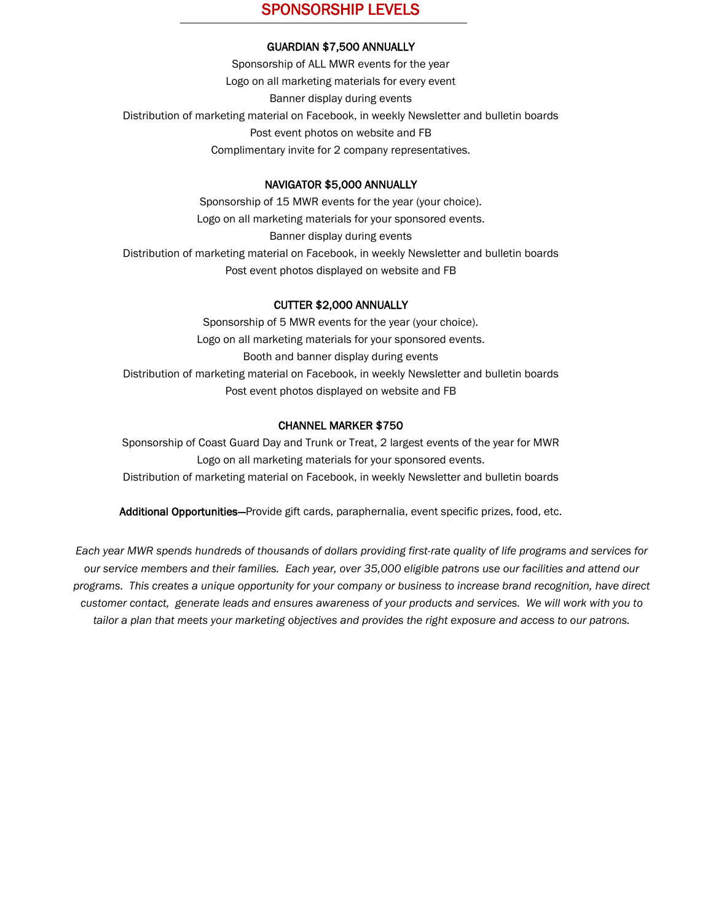# SPONSORSHIP LEVELS

**GUARDIAN $7,500 ANNUALLY**

Sponsorship of ALL MWR events for the year
Logo on all marketing materials for every event
Banner display during events
Distribution of marketing material on Facebook, in weekly Newsletter and bulletin boards
Post event photos on website and FB
Complimentary invite for 2 company representatives.

**NAVIGATOR $5,000 ANNUALLY**

Sponsorship of 15 MWR events for the year (your choice).
Logo on all marketing materials for your sponsored events.
Banner display during events
Distribution of marketing material on Facebook, in weekly Newsletter and bulletin boards
Post event photos displayed on website and FB

**CUTTER $2,000 ANNUALLY**

Sponsorship of 5 MWR events for the year (your choice).
Logo on all marketing materials for your sponsored events.
Booth and banner display during events
Distribution of marketing material on Facebook, in weekly Newsletter and bulletin boards
Post event photos displayed on website and FB

**CHANNEL MARKER $750**

Sponsorship of Coast Guard Day and Trunk or Treat, 2 largest events of the year for MWR
Logo on all marketing materials for your sponsored events.
Distribution of marketing material on Facebook, in weekly Newsletter and bulletin boards

**Additional Opportunities—**Provide gift cards, paraphernalia, event specific prizes, food, etc.

*Each year MWR spends hundreds of thousands of dollars providing first-rate quality of life programs and services for our service members and their families. Each year, over 35,000 eligible patrons use our facilities and attend our programs. This creates a unique opportunity for your company or business to increase brand recognition, have direct customer contact, generate leads and ensures awareness of your products and services. We will work with you to tailor a plan that meets your marketing objectives and provides the right exposure and access to our patrons.*